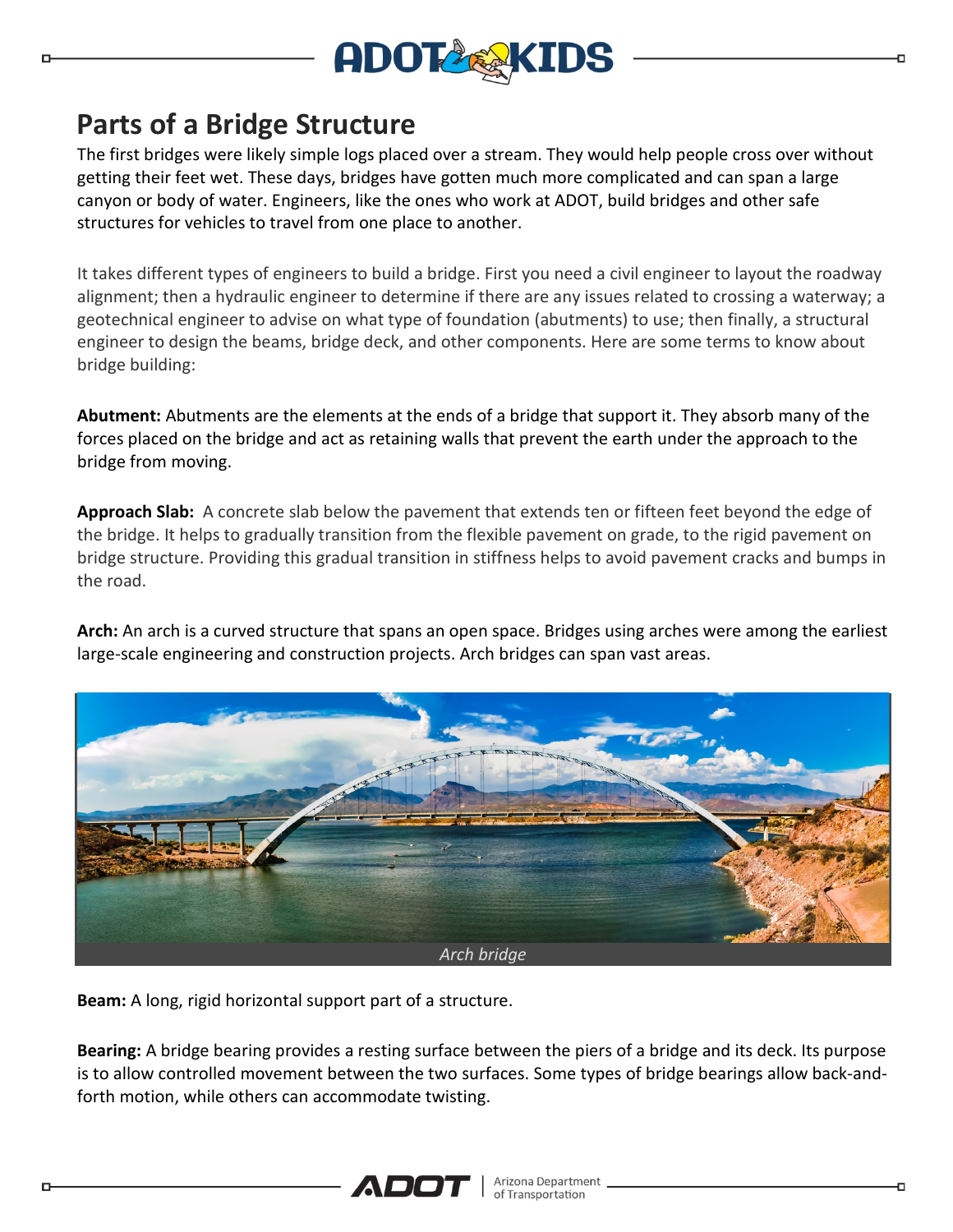## Parts of a Bridge Structure

The first bridges were likely simple logs placed over a stream. They would help people cross over without getting their feet wet. These days, bridges have gotten much more complicated and can span a large canyon or body of water. Engineers, like the ones who work at ADOT, build bridges and other safe structures for vehicles to travel from one place to another.

It takes different types of engineers to build a bridge. First you need a civil engineer to layout the roadway alignment; then a hydraulic engineer to determine if there are any issues related to crossing a waterway; a geotechnical engineer to advise on what type of foundation (abutments) to use; then finally, a structural engineer to design the beams, bridge deck, and other components. Here are some terms to know about bridge building:

**Abutment:** Abutments are the elements at the ends of a bridge that support it. They absorb many of the forces placed on the bridge and act as retaining walls that prevent the earth under the approach to the bridge from moving.

**Approach Slab:** A concrete slab below the pavement that extends ten or fifteen feet beyond the edge of the bridge. It helps to gradually transition from the flexible pavement on grade, to the rigid pavement on bridge structure. Providing this gradual transition in stiffness helps to avoid pavement cracks and bumps in the road.

**Arch:** An arch is a curved structure that spans an open space. Bridges using arches were among the earliest large-scale engineering and construction projects. Arch bridges can span vast areas.

*Arch bridge*

**Beam:** A long, rigid horizontal support part of a structure.

**Bearing:** A bridge bearing provides a resting surface between the piers of a bridge and its deck. Its purpose is to allow controlled movement between the two surfaces. Some types of bridge bearings allow back-and-forth motion, while others can accommodate twisting.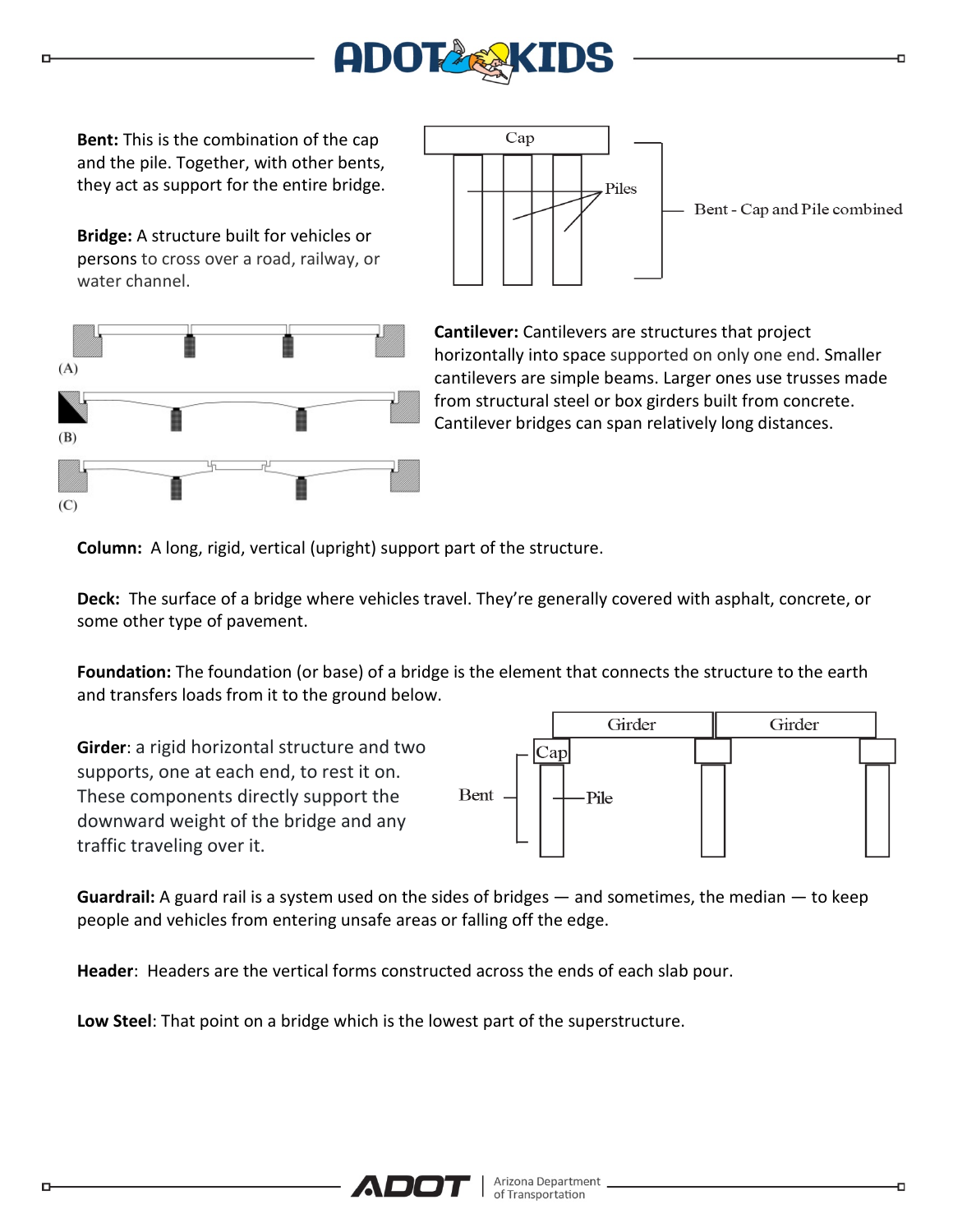**Bent:** This is the combination of the cap and the pile. Together, with other bents, they act as support for the entire bridge.

**Bridge:** A structure built for vehicles or persons to cross over a road, railway, or water channel.

Cap

Piles

Bent - Cap and Pile combined

(A)

(B)

(C)

**Cantilever:** Cantilevers are structures that project horizontally into space supported on only one end. Smaller cantilevers are simple beams. Larger ones use trusses made from structural steel or box girders built from concrete. Cantilever bridges can span relatively long distances.

**Column:** A long, rigid, vertical (upright) support part of the structure.

**Deck:** The surface of a bridge where vehicles travel. They're generally covered with asphalt, concrete, or some other type of pavement.

**Foundation:** The foundation (or base) of a bridge is the element that connects the structure to the earth and transfers loads from it to the ground below.

**Girder**: a rigid horizontal structure and two supports, one at each end, to rest it on. These components directly support the downward weight of the bridge and any traffic traveling over it.

Girder

Girder

Cap

Bent

Pile

**Guardrail:** A guard rail is a system used on the sides of bridges — and sometimes, the median — to keep people and vehicles from entering unsafe areas or falling off the edge.

**Header**: Headers are the vertical forms constructed across the ends of each slab pour.

**Low Steel**: That point on a bridge which is the lowest part of the superstructure.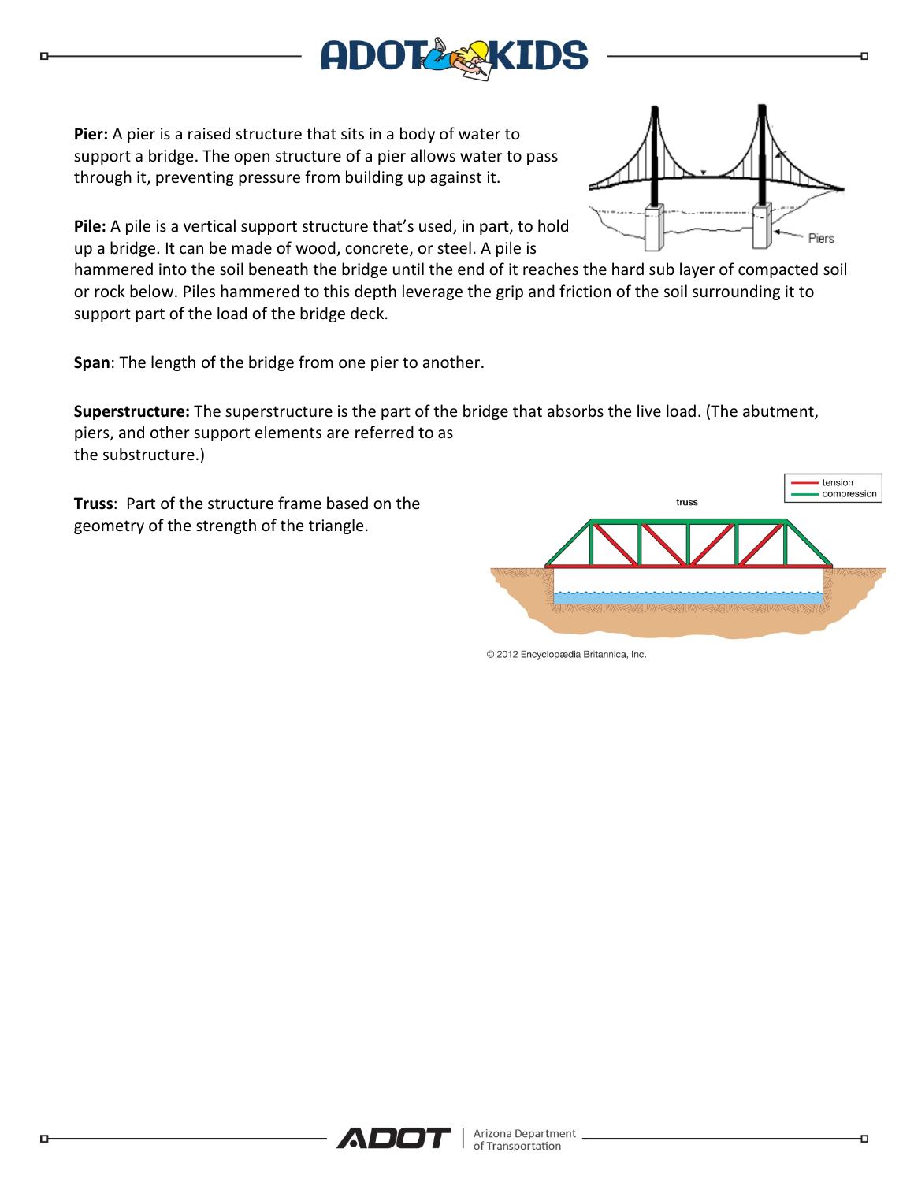**Pier:** A pier is a raised structure that sits in a body of water to support a bridge. The open structure of a pier allows water to pass through it, preventing pressure from building up against it.

Piers

**Pile:** A pile is a vertical support structure that's used, in part, to hold up a bridge. It can be made of wood, concrete, or steel. A pile is hammered into the soil beneath the bridge until the end of it reaches the hard sub layer of compacted soil or rock below. Piles hammered to this depth leverage the grip and friction of the soil surrounding it to support part of the load of the bridge deck.

**Span**: The length of the bridge from one pier to another.

**Superstructure:** The superstructure is the part of the bridge that absorbs the live load. (The abutment, piers, and other support elements are referred to as the substructure.)

**Truss**: Part of the structure frame based on the geometry of the strength of the triangle.

truss

tension
compression

© 2012 Encyclopædia Britannica, Inc.